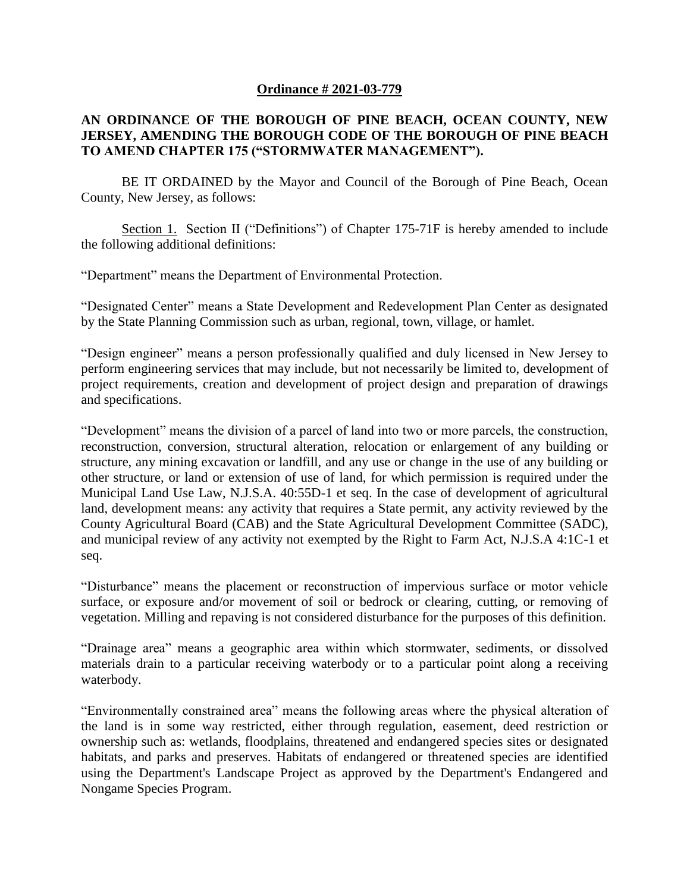**Ordinance # 2021-03-779**

**AN ORDINANCE OF THE BOROUGH OF PINE BEACH, OCEAN COUNTY, NEW JERSEY, AMENDING THE BOROUGH CODE OF THE BOROUGH OF PINE BEACH TO AMEND CHAPTER 175 ("STORMWATER MANAGEMENT").**

BE IT ORDAINED by the Mayor and Council of the Borough of Pine Beach, Ocean County, New Jersey, as follows:

Section 1. Section II ("Definitions") of Chapter 175-71F is hereby amended to include the following additional definitions:

"Department" means the Department of Environmental Protection.

"Designated Center" means a State Development and Redevelopment Plan Center as designated by the State Planning Commission such as urban, regional, town, village, or hamlet.

"Design engineer" means a person professionally qualified and duly licensed in New Jersey to perform engineering services that may include, but not necessarily be limited to, development of project requirements, creation and development of project design and preparation of drawings and specifications.

"Development" means the division of a parcel of land into two or more parcels, the construction, reconstruction, conversion, structural alteration, relocation or enlargement of any building or structure, any mining excavation or landfill, and any use or change in the use of any building or other structure, or land or extension of use of land, for which permission is required under the Municipal Land Use Law, N.J.S.A. 40:55D-1 et seq. In the case of development of agricultural land, development means: any activity that requires a State permit, any activity reviewed by the County Agricultural Board (CAB) and the State Agricultural Development Committee (SADC), and municipal review of any activity not exempted by the Right to Farm Act, N.J.S.A 4:1C-1 et seq.

"Disturbance" means the placement or reconstruction of impervious surface or motor vehicle surface, or exposure and/or movement of soil or bedrock or clearing, cutting, or removing of vegetation. Milling and repaving is not considered disturbance for the purposes of this definition.

"Drainage area" means a geographic area within which stormwater, sediments, or dissolved materials drain to a particular receiving waterbody or to a particular point along a receiving waterbody.

"Environmentally constrained area" means the following areas where the physical alteration of the land is in some way restricted, either through regulation, easement, deed restriction or ownership such as: wetlands, floodplains, threatened and endangered species sites or designated habitats, and parks and preserves. Habitats of endangered or threatened species are identified using the Department's Landscape Project as approved by the Department's Endangered and Nongame Species Program.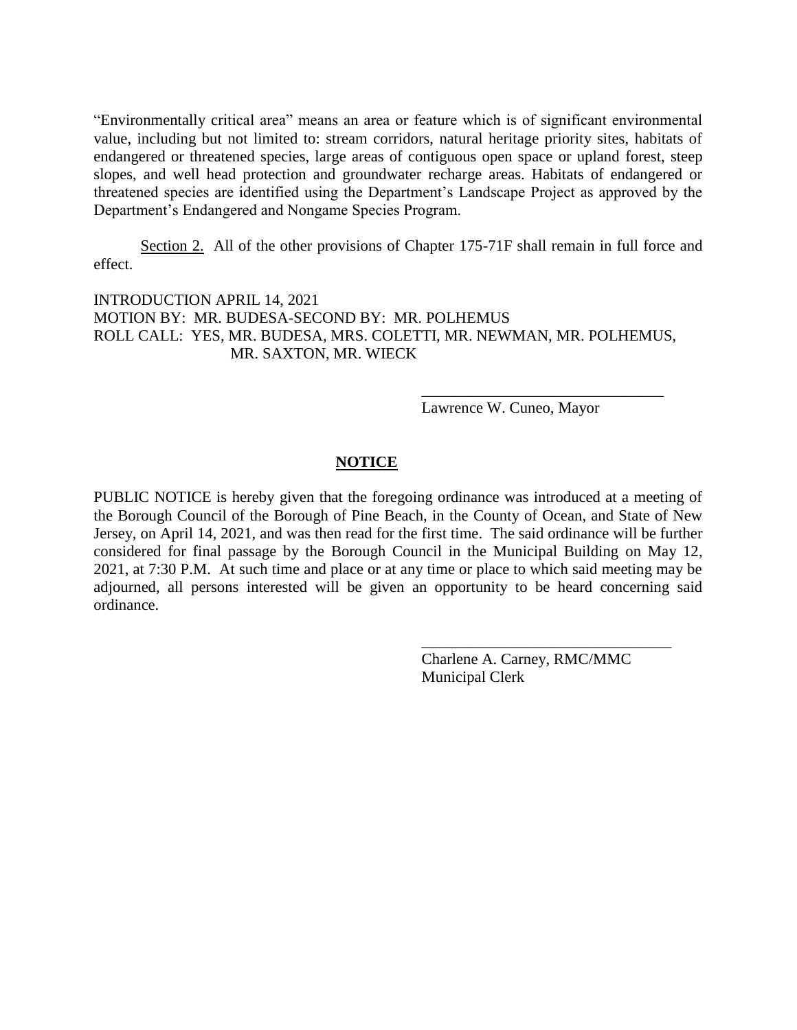"Environmentally critical area" means an area or feature which is of significant environmental value, including but not limited to: stream corridors, natural heritage priority sites, habitats of endangered or threatened species, large areas of contiguous open space or upland forest, steep slopes, and well head protection and groundwater recharge areas. Habitats of endangered or threatened species are identified using the Department's Landscape Project as approved by the Department's Endangered and Nongame Species Program.

Section 2. All of the other provisions of Chapter 175-71F shall remain in full force and effect.

INTRODUCTION APRIL 14, 2021
MOTION BY: MR. BUDESA-SECOND BY: MR. POLHEMUS
ROLL CALL: YES, MR. BUDESA, MRS. COLETTI, MR. NEWMAN, MR. POLHEMUS, MR. SAXTON, MR. WIECK

_______________________________
Lawrence W. Cuneo, Mayor

**NOTICE**

PUBLIC NOTICE is hereby given that the foregoing ordinance was introduced at a meeting of the Borough Council of the Borough of Pine Beach, in the County of Ocean, and State of New Jersey, on April 14, 2021, and was then read for the first time. The said ordinance will be further considered for final passage by the Borough Council in the Municipal Building on May 12, 2021, at 7:30 P.M. At such time and place or at any time or place to which said meeting may be adjourned, all persons interested will be given an opportunity to be heard concerning said ordinance.

_______________________________
Charlene A. Carney, RMC/MMC
Municipal Clerk